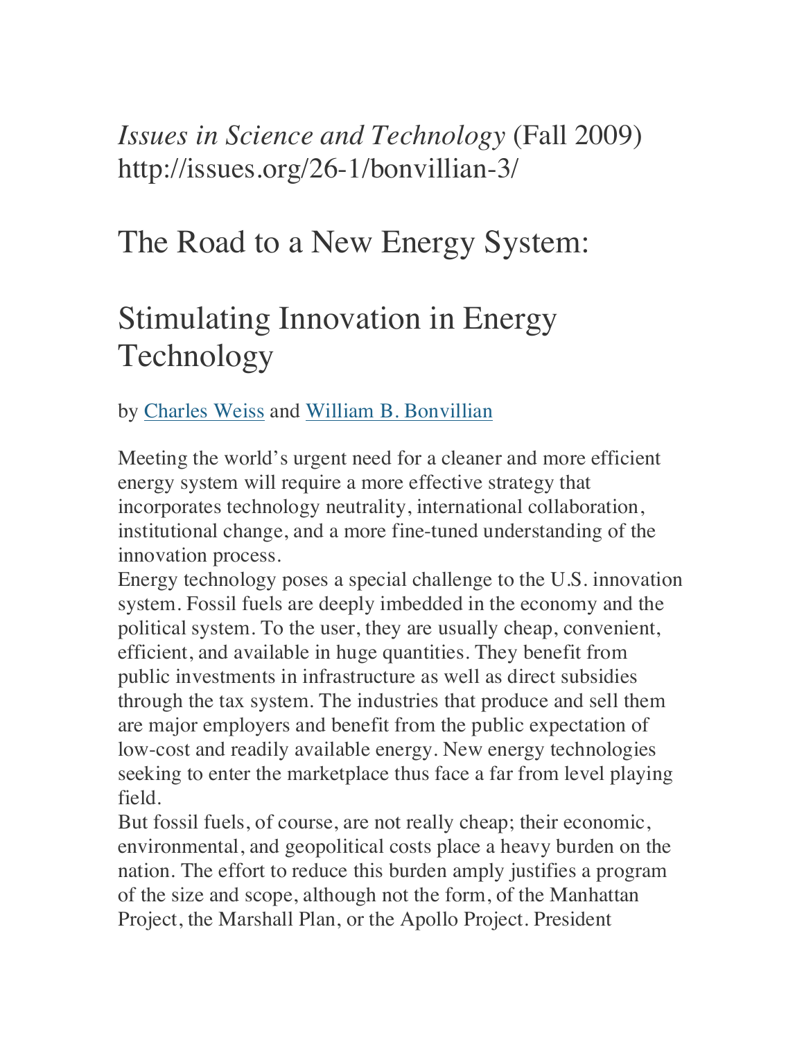*Issues in Science and Technology* (Fall 2009)
http://issues.org/26-1/bonvillian-3/

# The Road to a New Energy System:

# Stimulating Innovation in Energy Technology

by [Charles Weiss] and [William B. Bonvillian]

Meeting the world's urgent need for a cleaner and more efficient energy system will require a more effective strategy that incorporates technology neutrality, international collaboration, institutional change, and a more fine-tuned understanding of the innovation process.

Energy technology poses a special challenge to the U.S. innovation system. Fossil fuels are deeply imbedded in the economy and the political system. To the user, they are usually cheap, convenient, efficient, and available in huge quantities. They benefit from public investments in infrastructure as well as direct subsidies through the tax system. The industries that produce and sell them are major employers and benefit from the public expectation of low-cost and readily available energy. New energy technologies seeking to enter the marketplace thus face a far from level playing field.

But fossil fuels, of course, are not really cheap; their economic, environmental, and geopolitical costs place a heavy burden on the nation. The effort to reduce this burden amply justifies a program of the size and scope, although not the form, of the Manhattan Project, the Marshall Plan, or the Apollo Project. President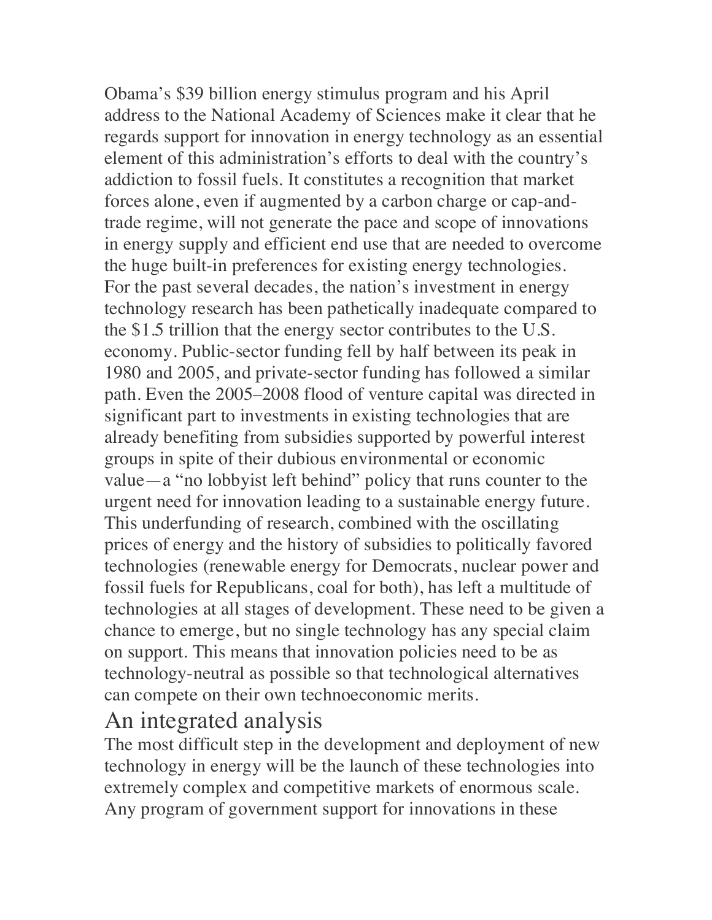Obama's $39 billion energy stimulus program and his April address to the National Academy of Sciences make it clear that he regards support for innovation in energy technology as an essential element of this administration's efforts to deal with the country's addiction to fossil fuels. It constitutes a recognition that market forces alone, even if augmented by a carbon charge or cap-and-trade regime, will not generate the pace and scope of innovations in energy supply and efficient end use that are needed to overcome the huge built-in preferences for existing energy technologies. For the past several decades, the nation's investment in energy technology research has been pathetically inadequate compared to the $1.5 trillion that the energy sector contributes to the U.S. economy. Public-sector funding fell by half between its peak in 1980 and 2005, and private-sector funding has followed a similar path. Even the 2005–2008 flood of venture capital was directed in significant part to investments in existing technologies that are already benefiting from subsidies supported by powerful interest groups in spite of their dubious environmental or economic value—a "no lobbyist left behind" policy that runs counter to the urgent need for innovation leading to a sustainable energy future. This underfunding of research, combined with the oscillating prices of energy and the history of subsidies to politically favored technologies (renewable energy for Democrats, nuclear power and fossil fuels for Republicans, coal for both), has left a multitude of technologies at all stages of development. These need to be given a chance to emerge, but no single technology has any special claim on support. This means that innovation policies need to be as technology-neutral as possible so that technological alternatives can compete on their own technoeconomic merits.

## An integrated analysis

The most difficult step in the development and deployment of new technology in energy will be the launch of these technologies into extremely complex and competitive markets of enormous scale. Any program of government support for innovations in these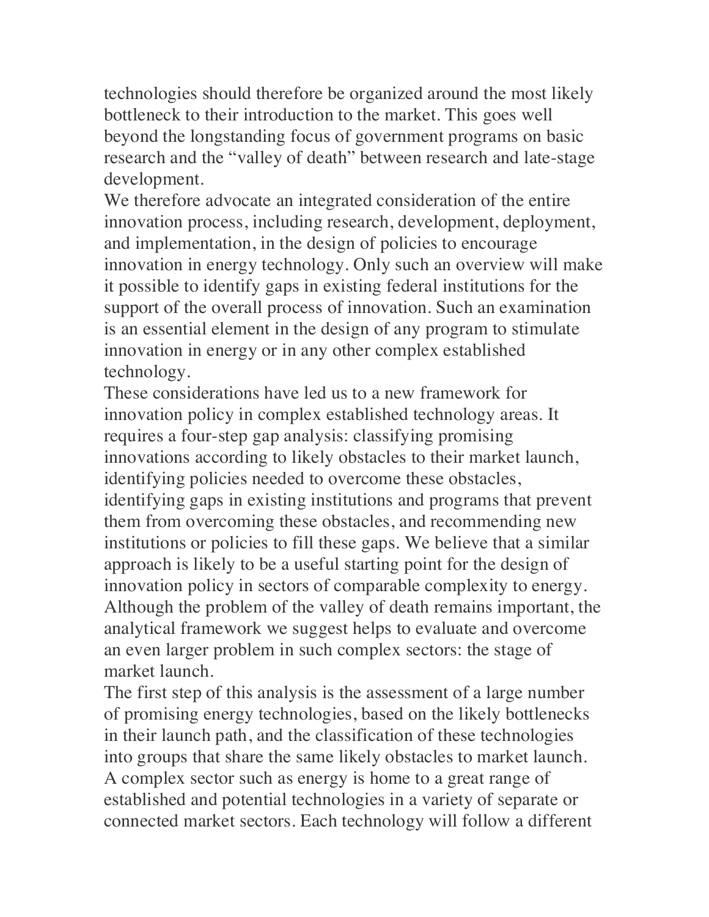technologies should therefore be organized around the most likely bottleneck to their introduction to the market. This goes well beyond the longstanding focus of government programs on basic research and the "valley of death" between research and late-stage development.

We therefore advocate an integrated consideration of the entire innovation process, including research, development, deployment, and implementation, in the design of policies to encourage innovation in energy technology. Only such an overview will make it possible to identify gaps in existing federal institutions for the support of the overall process of innovation. Such an examination is an essential element in the design of any program to stimulate innovation in energy or in any other complex established technology.

These considerations have led us to a new framework for innovation policy in complex established technology areas. It requires a four-step gap analysis: classifying promising innovations according to likely obstacles to their market launch, identifying policies needed to overcome these obstacles, identifying gaps in existing institutions and programs that prevent them from overcoming these obstacles, and recommending new institutions or policies to fill these gaps. We believe that a similar approach is likely to be a useful starting point for the design of innovation policy in sectors of comparable complexity to energy. Although the problem of the valley of death remains important, the analytical framework we suggest helps to evaluate and overcome an even larger problem in such complex sectors: the stage of market launch.

The first step of this analysis is the assessment of a large number of promising energy technologies, based on the likely bottlenecks in their launch path, and the classification of these technologies into groups that share the same likely obstacles to market launch. A complex sector such as energy is home to a great range of established and potential technologies in a variety of separate or connected market sectors. Each technology will follow a different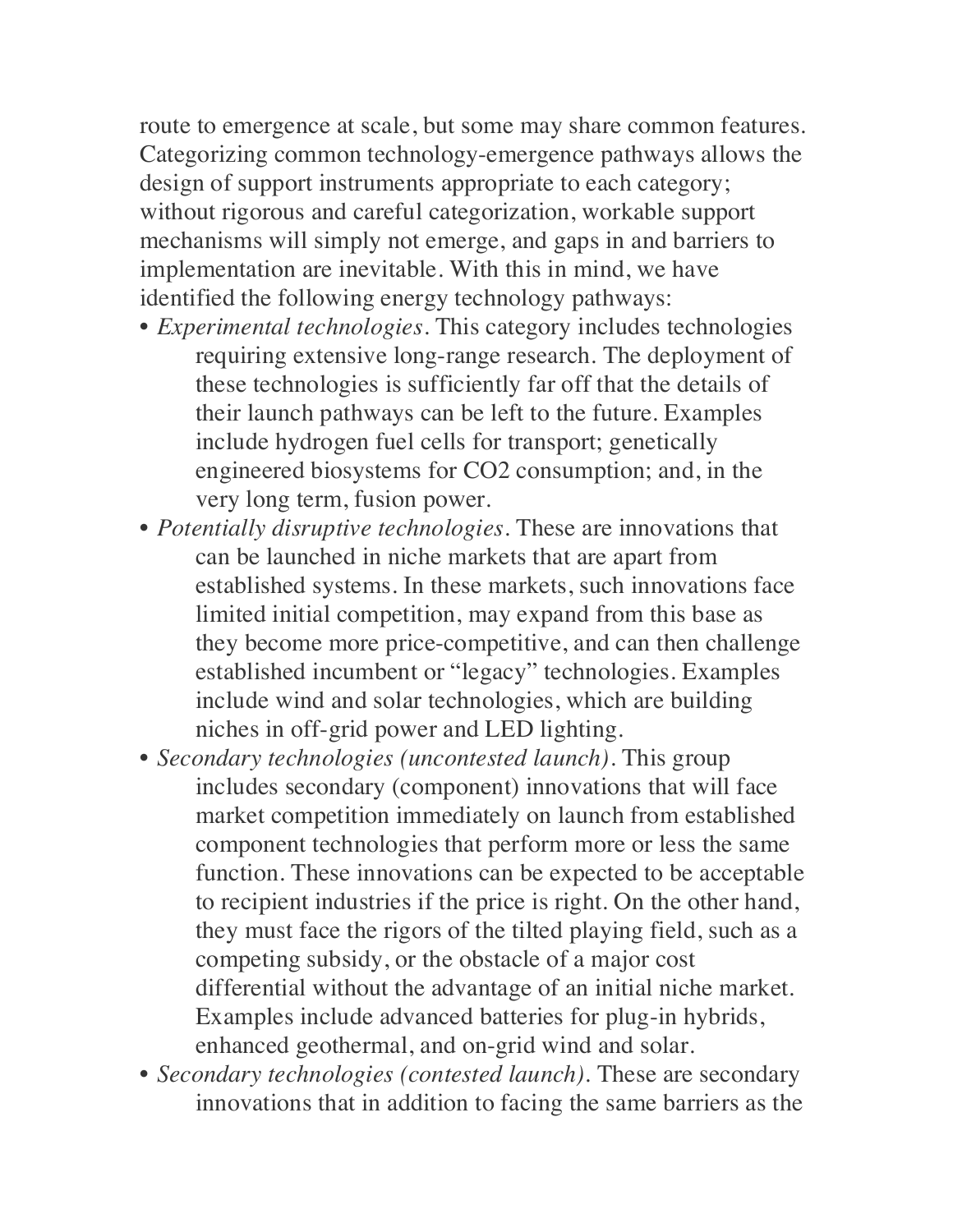route to emergence at scale, but some may share common features. Categorizing common technology-emergence pathways allows the design of support instruments appropriate to each category; without rigorous and careful categorization, workable support mechanisms will simply not emerge, and gaps in and barriers to implementation are inevitable. With this in mind, we have identified the following energy technology pathways:

- *Experimental technologies*. This category includes technologies requiring extensive long-range research. The deployment of these technologies is sufficiently far off that the details of their launch pathways can be left to the future. Examples include hydrogen fuel cells for transport; genetically engineered biosystems for CO2 consumption; and, in the very long term, fusion power.
- *Potentially disruptive technologies*. These are innovations that can be launched in niche markets that are apart from established systems. In these markets, such innovations face limited initial competition, may expand from this base as they become more price-competitive, and can then challenge established incumbent or "legacy" technologies. Examples include wind and solar technologies, which are building niches in off-grid power and LED lighting.
- *Secondary technologies (uncontested launch)*. This group includes secondary (component) innovations that will face market competition immediately on launch from established component technologies that perform more or less the same function. These innovations can be expected to be acceptable to recipient industries if the price is right. On the other hand, they must face the rigors of the tilted playing field, such as a competing subsidy, or the obstacle of a major cost differential without the advantage of an initial niche market. Examples include advanced batteries for plug-in hybrids, enhanced geothermal, and on-grid wind and solar.
- *Secondary technologies (contested launch)*. These are secondary innovations that in addition to facing the same barriers as the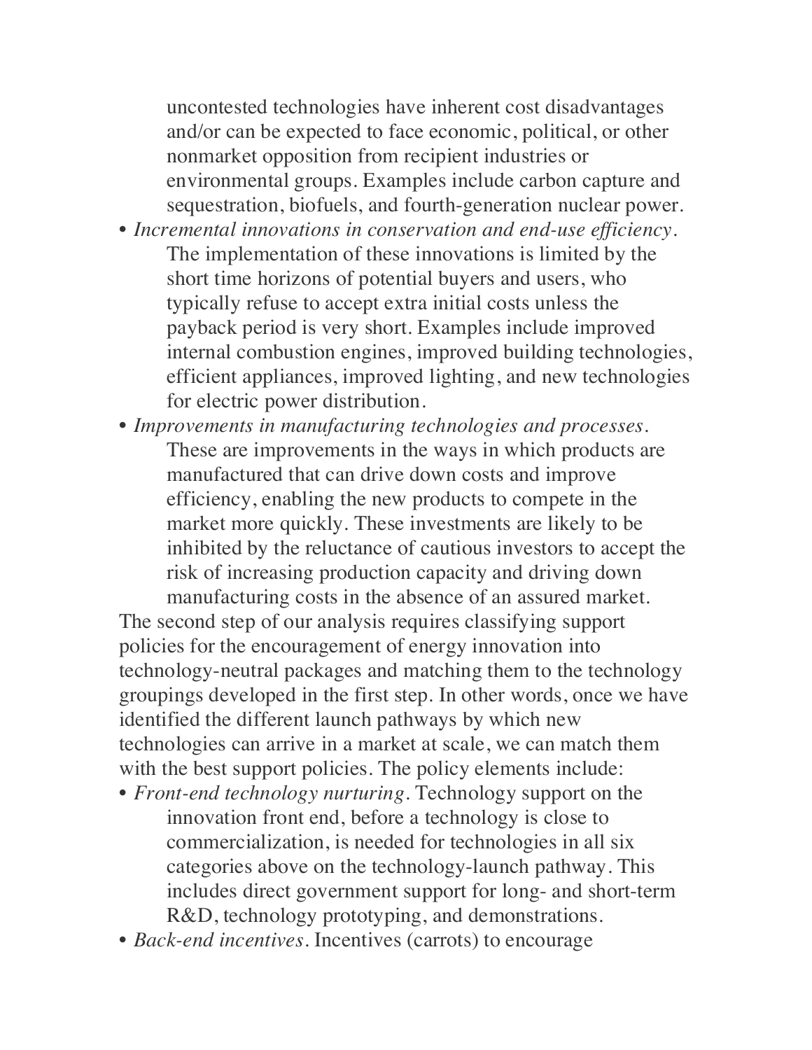uncontested technologies have inherent cost disadvantages and/or can be expected to face economic, political, or other nonmarket opposition from recipient industries or environmental groups. Examples include carbon capture and sequestration, biofuels, and fourth-generation nuclear power.

- *Incremental innovations in conservation and end-use efficiency*. The implementation of these innovations is limited by the short time horizons of potential buyers and users, who typically refuse to accept extra initial costs unless the payback period is very short. Examples include improved internal combustion engines, improved building technologies, efficient appliances, improved lighting, and new technologies for electric power distribution.
- *Improvements in manufacturing technologies and processes*. These are improvements in the ways in which products are manufactured that can drive down costs and improve efficiency, enabling the new products to compete in the market more quickly. These investments are likely to be inhibited by the reluctance of cautious investors to accept the risk of increasing production capacity and driving down manufacturing costs in the absence of an assured market.

The second step of our analysis requires classifying support policies for the encouragement of energy innovation into technology-neutral packages and matching them to the technology groupings developed in the first step. In other words, once we have identified the different launch pathways by which new technologies can arrive in a market at scale, we can match them with the best support policies. The policy elements include:

- *Front-end technology nurturing*. Technology support on the innovation front end, before a technology is close to commercialization, is needed for technologies in all six categories above on the technology-launch pathway. This includes direct government support for long- and short-term R&D, technology prototyping, and demonstrations.
- *Back-end incentives*. Incentives (carrots) to encourage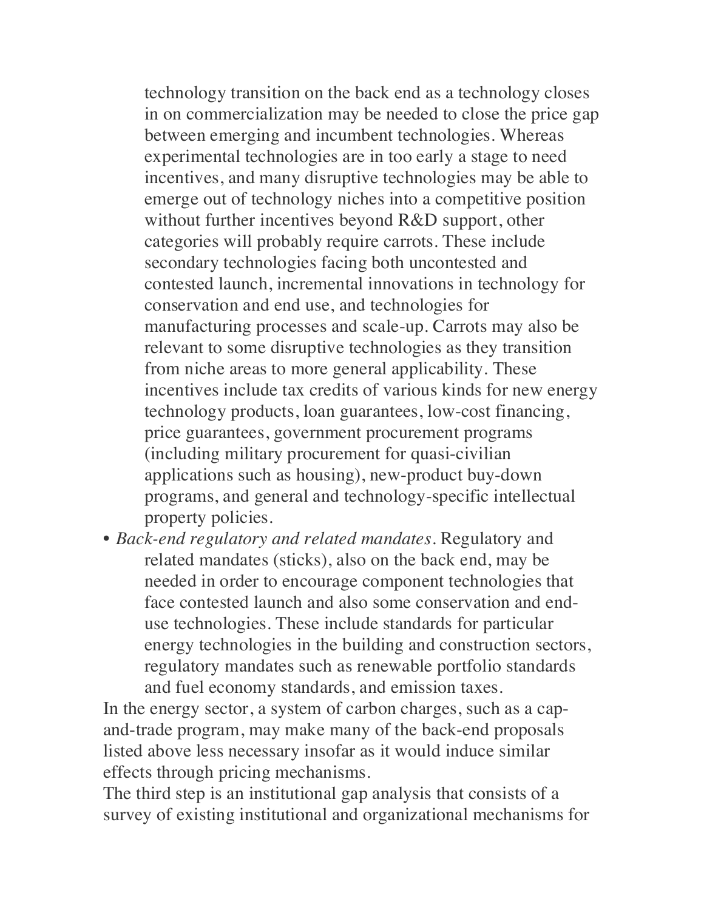technology transition on the back end as a technology closes in on commercialization may be needed to close the price gap between emerging and incumbent technologies. Whereas experimental technologies are in too early a stage to need incentives, and many disruptive technologies may be able to emerge out of technology niches into a competitive position without further incentives beyond R&D support, other categories will probably require carrots. These include secondary technologies facing both uncontested and contested launch, incremental innovations in technology for conservation and end use, and technologies for manufacturing processes and scale-up. Carrots may also be relevant to some disruptive technologies as they transition from niche areas to more general applicability. These incentives include tax credits of various kinds for new energy technology products, loan guarantees, low-cost financing, price guarantees, government procurement programs (including military procurement for quasi-civilian applications such as housing), new-product buy-down programs, and general and technology-specific intellectual property policies.

- *Back-end regulatory and related mandates*. Regulatory and related mandates (sticks), also on the back end, may be needed in order to encourage component technologies that face contested launch and also some conservation and end-use technologies. These include standards for particular energy technologies in the building and construction sectors, regulatory mandates such as renewable portfolio standards and fuel economy standards, and emission taxes.

In the energy sector, a system of carbon charges, such as a cap-and-trade program, may make many of the back-end proposals listed above less necessary insofar as it would induce similar effects through pricing mechanisms.

The third step is an institutional gap analysis that consists of a survey of existing institutional and organizational mechanisms for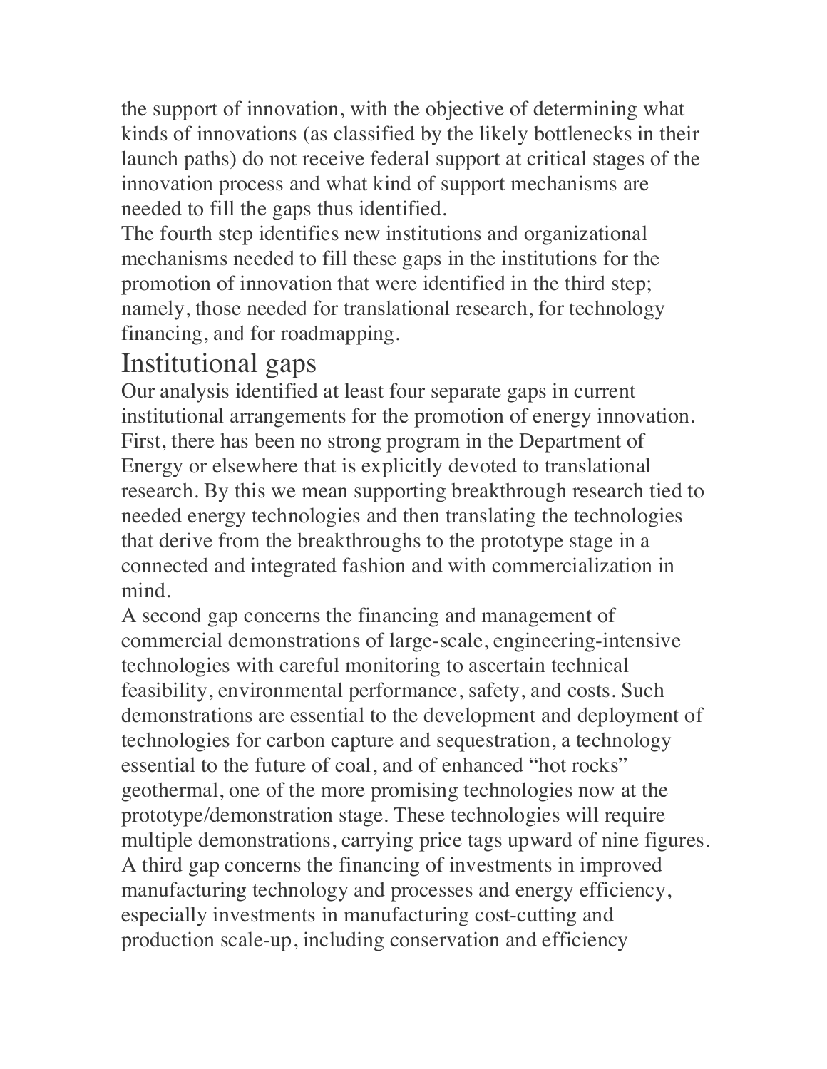the support of innovation, with the objective of determining what kinds of innovations (as classified by the likely bottlenecks in their launch paths) do not receive federal support at critical stages of the innovation process and what kind of support mechanisms are needed to fill the gaps thus identified.

The fourth step identifies new institutions and organizational mechanisms needed to fill these gaps in the institutions for the promotion of innovation that were identified in the third step; namely, those needed for translational research, for technology financing, and for roadmapping.

## Institutional gaps

Our analysis identified at least four separate gaps in current institutional arrangements for the promotion of energy innovation. First, there has been no strong program in the Department of Energy or elsewhere that is explicitly devoted to translational research. By this we mean supporting breakthrough research tied to needed energy technologies and then translating the technologies that derive from the breakthroughs to the prototype stage in a connected and integrated fashion and with commercialization in mind.

A second gap concerns the financing and management of commercial demonstrations of large-scale, engineering-intensive technologies with careful monitoring to ascertain technical feasibility, environmental performance, safety, and costs. Such demonstrations are essential to the development and deployment of technologies for carbon capture and sequestration, a technology essential to the future of coal, and of enhanced "hot rocks" geothermal, one of the more promising technologies now at the prototype/demonstration stage. These technologies will require multiple demonstrations, carrying price tags upward of nine figures.

A third gap concerns the financing of investments in improved manufacturing technology and processes and energy efficiency, especially investments in manufacturing cost-cutting and production scale-up, including conservation and efficiency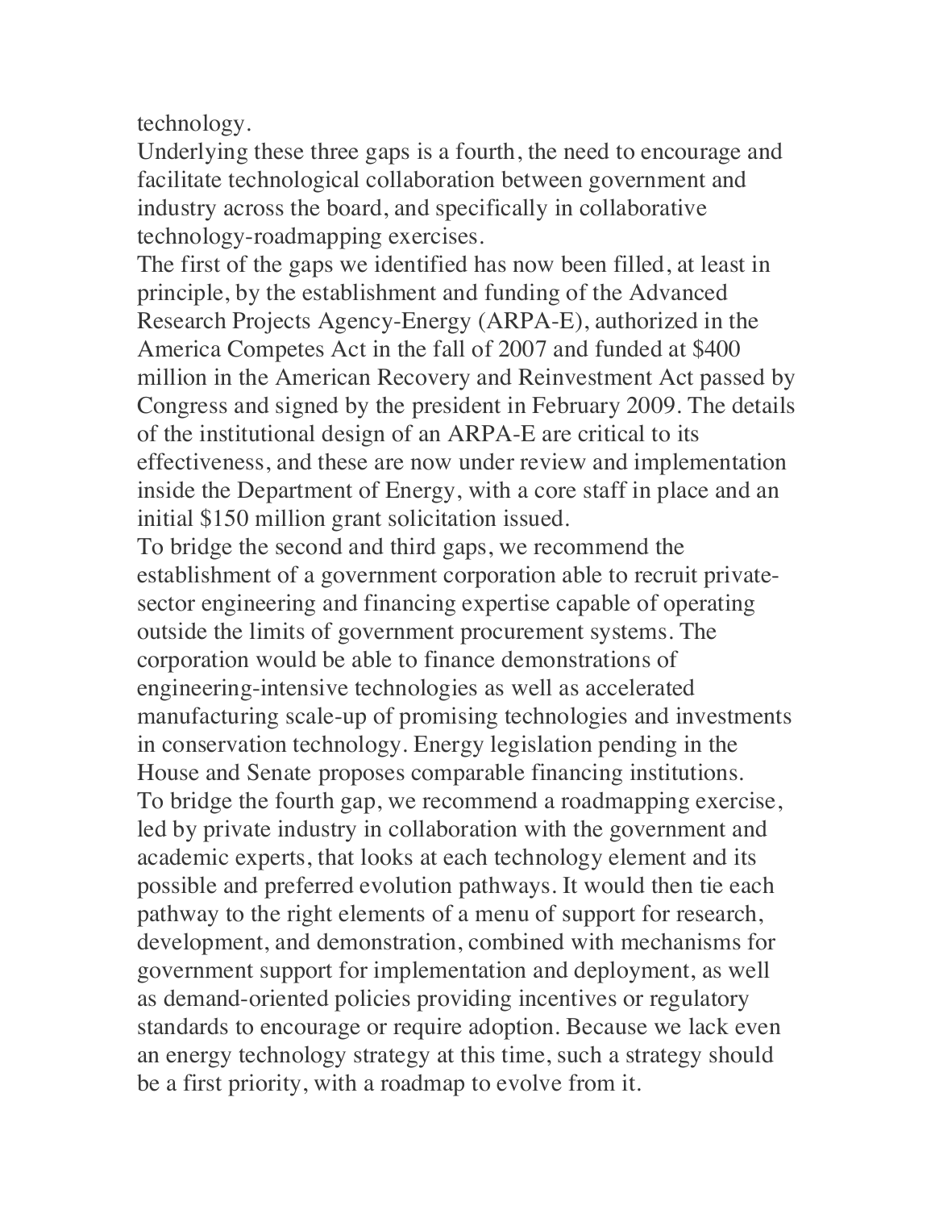technology.

Underlying these three gaps is a fourth, the need to encourage and facilitate technological collaboration between government and industry across the board, and specifically in collaborative technology-roadmapping exercises.

The first of the gaps we identified has now been filled, at least in principle, by the establishment and funding of the Advanced Research Projects Agency-Energy (ARPA-E), authorized in the America Competes Act in the fall of 2007 and funded at $400 million in the American Recovery and Reinvestment Act passed by Congress and signed by the president in February 2009. The details of the institutional design of an ARPA-E are critical to its effectiveness, and these are now under review and implementation inside the Department of Energy, with a core staff in place and an initial $150 million grant solicitation issued.

To bridge the second and third gaps, we recommend the establishment of a government corporation able to recruit private-sector engineering and financing expertise capable of operating outside the limits of government procurement systems. The corporation would be able to finance demonstrations of engineering-intensive technologies as well as accelerated manufacturing scale-up of promising technologies and investments in conservation technology. Energy legislation pending in the House and Senate proposes comparable financing institutions.

To bridge the fourth gap, we recommend a roadmapping exercise, led by private industry in collaboration with the government and academic experts, that looks at each technology element and its possible and preferred evolution pathways. It would then tie each pathway to the right elements of a menu of support for research, development, and demonstration, combined with mechanisms for government support for implementation and deployment, as well as demand-oriented policies providing incentives or regulatory standards to encourage or require adoption. Because we lack even an energy technology strategy at this time, such a strategy should be a first priority, with a roadmap to evolve from it.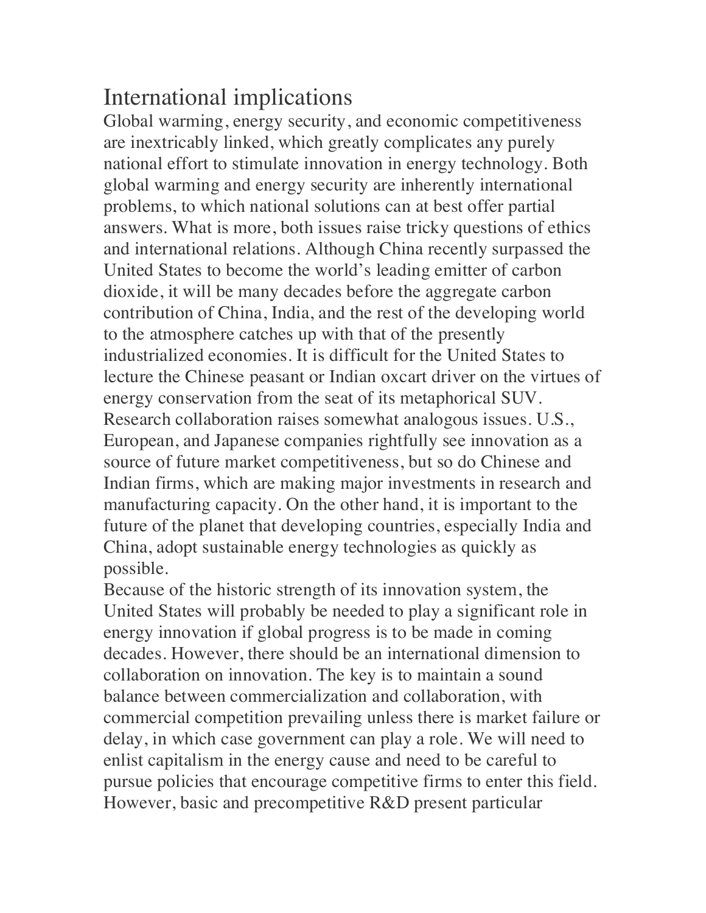## International implications

Global warming, energy security, and economic competitiveness are inextricably linked, which greatly complicates any purely national effort to stimulate innovation in energy technology. Both global warming and energy security are inherently international problems, to which national solutions can at best offer partial answers. What is more, both issues raise tricky questions of ethics and international relations. Although China recently surpassed the United States to become the world's leading emitter of carbon dioxide, it will be many decades before the aggregate carbon contribution of China, India, and the rest of the developing world to the atmosphere catches up with that of the presently industrialized economies. It is difficult for the United States to lecture the Chinese peasant or Indian oxcart driver on the virtues of energy conservation from the seat of its metaphorical SUV. Research collaboration raises somewhat analogous issues. U.S., European, and Japanese companies rightfully see innovation as a source of future market competitiveness, but so do Chinese and Indian firms, which are making major investments in research and manufacturing capacity. On the other hand, it is important to the future of the planet that developing countries, especially India and China, adopt sustainable energy technologies as quickly as possible.

Because of the historic strength of its innovation system, the United States will probably be needed to play a significant role in energy innovation if global progress is to be made in coming decades. However, there should be an international dimension to collaboration on innovation. The key is to maintain a sound balance between commercialization and collaboration, with commercial competition prevailing unless there is market failure or delay, in which case government can play a role. We will need to enlist capitalism in the energy cause and need to be careful to pursue policies that encourage competitive firms to enter this field. However, basic and precompetitive R&D present particular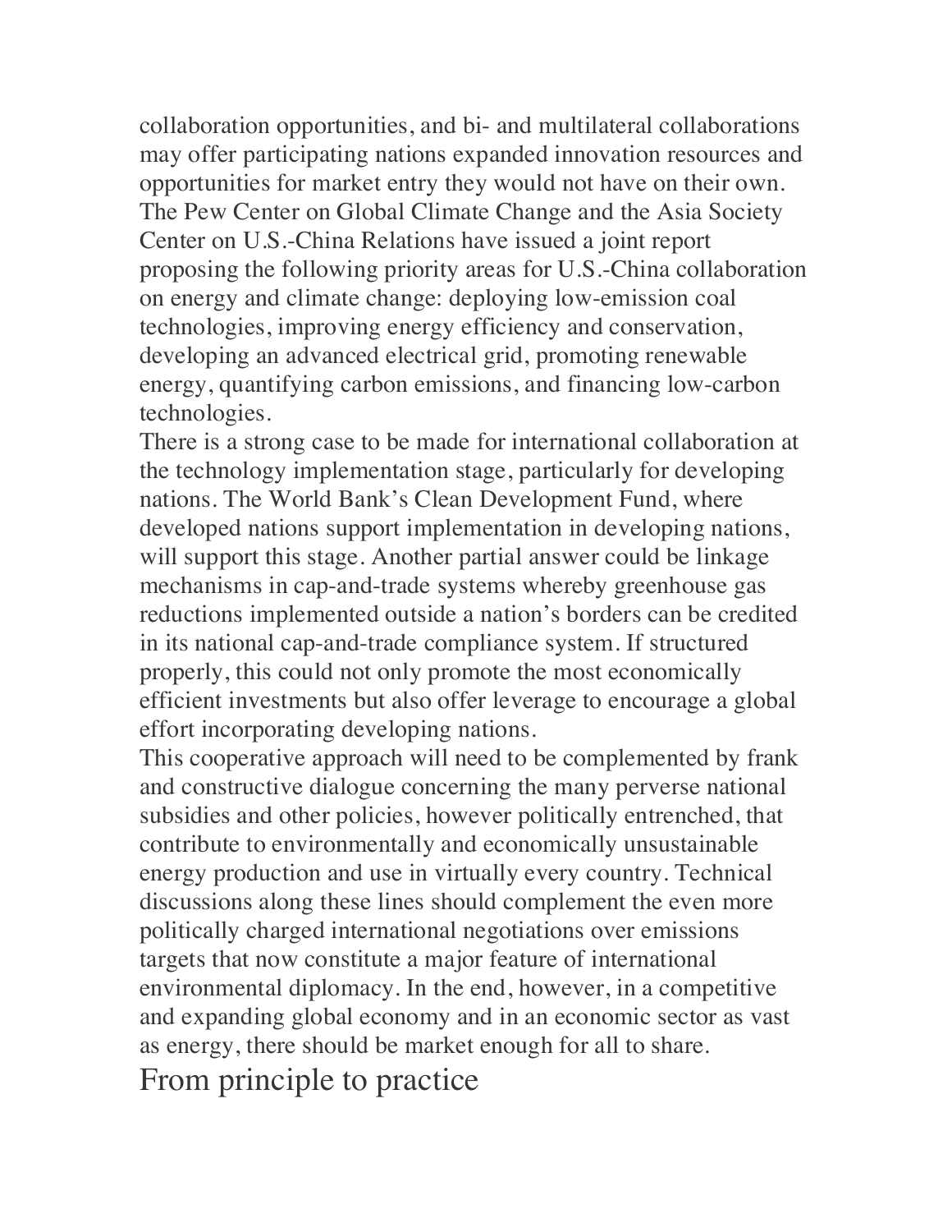collaboration opportunities, and bi- and multilateral collaborations may offer participating nations expanded innovation resources and opportunities for market entry they would not have on their own. The Pew Center on Global Climate Change and the Asia Society Center on U.S.-China Relations have issued a joint report proposing the following priority areas for U.S.-China collaboration on energy and climate change: deploying low-emission coal technologies, improving energy efficiency and conservation, developing an advanced electrical grid, promoting renewable energy, quantifying carbon emissions, and financing low-carbon technologies.

There is a strong case to be made for international collaboration at the technology implementation stage, particularly for developing nations. The World Bank's Clean Development Fund, where developed nations support implementation in developing nations, will support this stage. Another partial answer could be linkage mechanisms in cap-and-trade systems whereby greenhouse gas reductions implemented outside a nation's borders can be credited in its national cap-and-trade compliance system. If structured properly, this could not only promote the most economically efficient investments but also offer leverage to encourage a global effort incorporating developing nations.

This cooperative approach will need to be complemented by frank and constructive dialogue concerning the many perverse national subsidies and other policies, however politically entrenched, that contribute to environmentally and economically unsustainable energy production and use in virtually every country. Technical discussions along these lines should complement the even more politically charged international negotiations over emissions targets that now constitute a major feature of international environmental diplomacy. In the end, however, in a competitive and expanding global economy and in an economic sector as vast as energy, there should be market enough for all to share.

## From principle to practice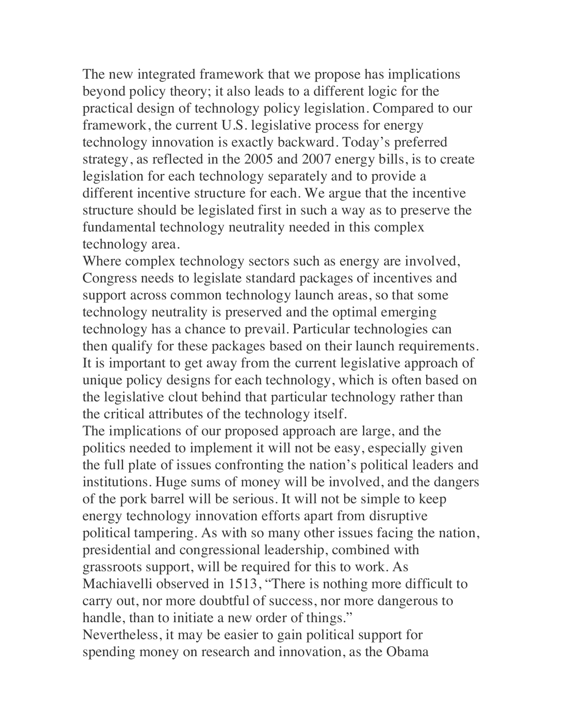The new integrated framework that we propose has implications beyond policy theory; it also leads to a different logic for the practical design of technology policy legislation. Compared to our framework, the current U.S. legislative process for energy technology innovation is exactly backward. Today's preferred strategy, as reflected in the 2005 and 2007 energy bills, is to create legislation for each technology separately and to provide a different incentive structure for each. We argue that the incentive structure should be legislated first in such a way as to preserve the fundamental technology neutrality needed in this complex technology area.

Where complex technology sectors such as energy are involved, Congress needs to legislate standard packages of incentives and support across common technology launch areas, so that some technology neutrality is preserved and the optimal emerging technology has a chance to prevail. Particular technologies can then qualify for these packages based on their launch requirements. It is important to get away from the current legislative approach of unique policy designs for each technology, which is often based on the legislative clout behind that particular technology rather than the critical attributes of the technology itself.

The implications of our proposed approach are large, and the politics needed to implement it will not be easy, especially given the full plate of issues confronting the nation's political leaders and institutions. Huge sums of money will be involved, and the dangers of the pork barrel will be serious. It will not be simple to keep energy technology innovation efforts apart from disruptive political tampering. As with so many other issues facing the nation, presidential and congressional leadership, combined with grassroots support, will be required for this to work. As Machiavelli observed in 1513, "There is nothing more difficult to carry out, nor more doubtful of success, nor more dangerous to handle, than to initiate a new order of things."

Nevertheless, it may be easier to gain political support for spending money on research and innovation, as the Obama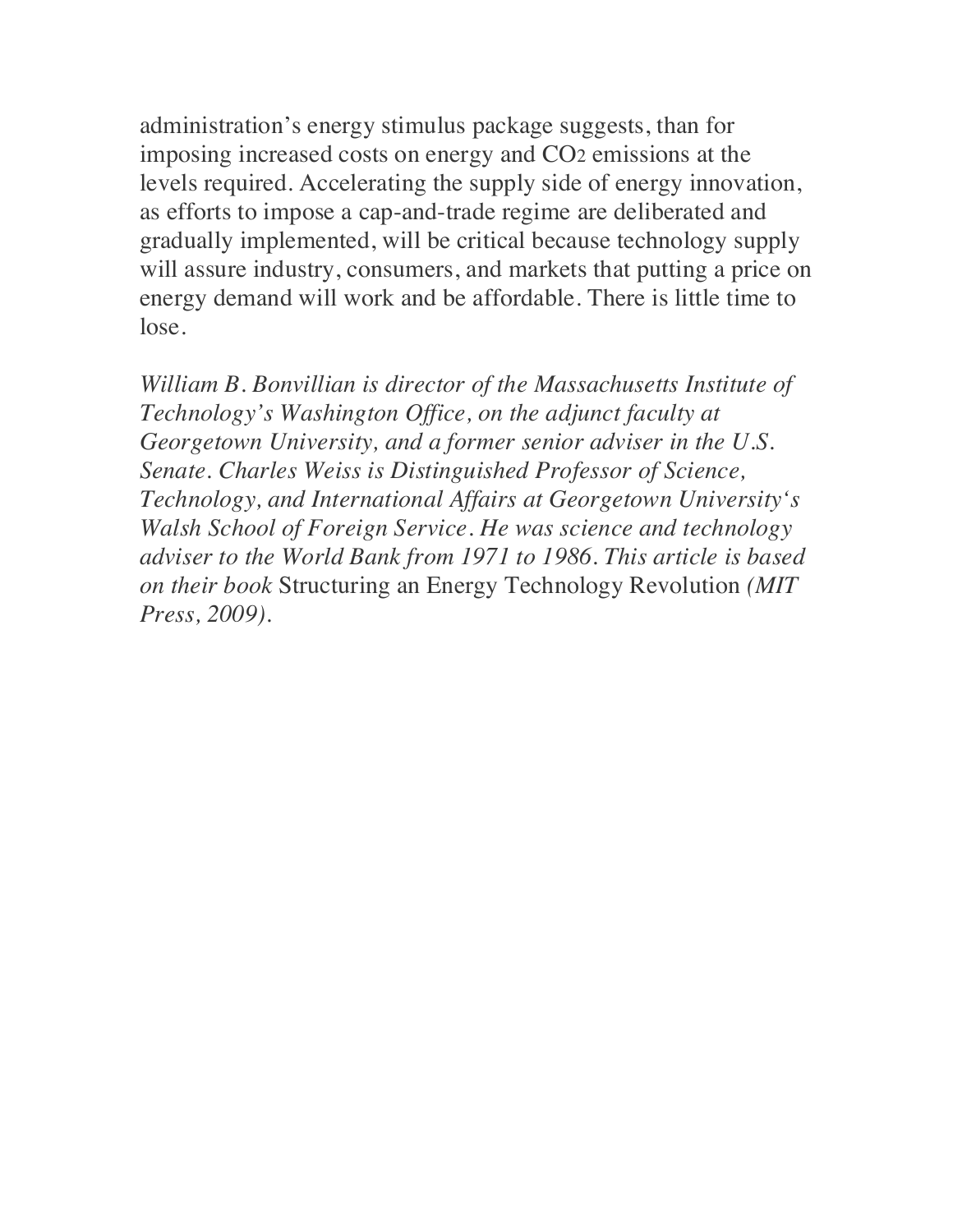administration's energy stimulus package suggests, than for imposing increased costs on energy and $CO_2$ emissions at the levels required. Accelerating the supply side of energy innovation, as efforts to impose a cap-and-trade regime are deliberated and gradually implemented, will be critical because technology supply will assure industry, consumers, and markets that putting a price on energy demand will work and be affordable. There is little time to lose.

*William B. Bonvillian is director of the Massachusetts Institute of Technology's Washington Office, on the adjunct faculty at Georgetown University, and a former senior adviser in the U.S. Senate. Charles Weiss is Distinguished Professor of Science, Technology, and International Affairs at Georgetown University's Walsh School of Foreign Service. He was science and technology adviser to the World Bank from 1971 to 1986. This article is based on their book* Structuring an Energy Technology Revolution *(MIT Press, 2009).*